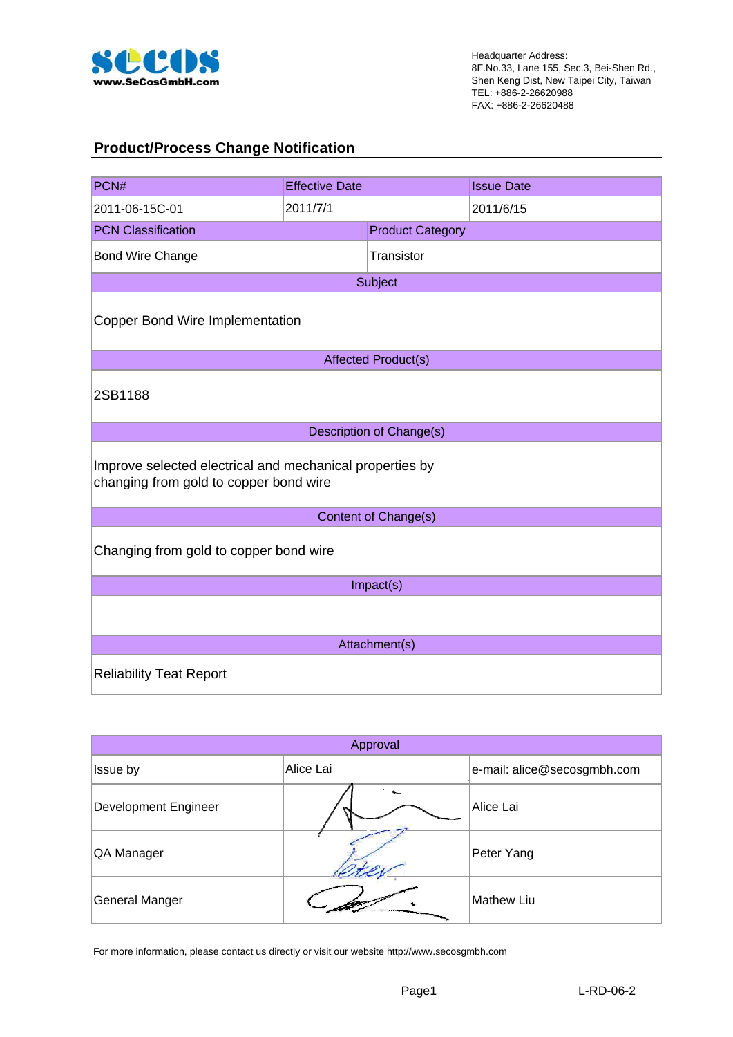Headquarter Address:
8F.No.33, Lane 155, Sec.3, Bei-Shen Rd.,
Shen Keng Dist, New Taipei City, Taiwan
TEL: +886-2-26620988
FAX: +886-2-26620488

## Product/Process Change Notification

| PCN# | Effective Date | Issue Date |
|---|---|---|
| 2011-06-15C-01 | 2011/7/1 | 2011/6/15 |

| PCN Classification | Product Category |
|---|---|
| Bond Wire Change | Transistor |

| Subject |
|---|
| Copper Bond Wire Implementation |

| Affected Product(s) |
|---|
| 2SB1188 |

| Description of Change(s) |
|---|
| Improve selected electrical and mechanical properties by changing from gold to copper bond wire |

| Content of Change(s) |
|---|
| Changing from gold to copper bond wire |

| Impact(s) |
|---|
| |

| Attachment(s) |
|---|
| Reliability Teat Report |

| Approval | | |
|---|---|---|
| Issue by | Alice Lai | e-mail: alice@secosgmbh.com |
| Development Engineer | | Alice Lai |
| QA Manager | | Peter Yang |
| General Manger | | Mathew Liu |

For more information, please contact us directly or visit our website http://www.secosgmbh.com

L-RD-06-2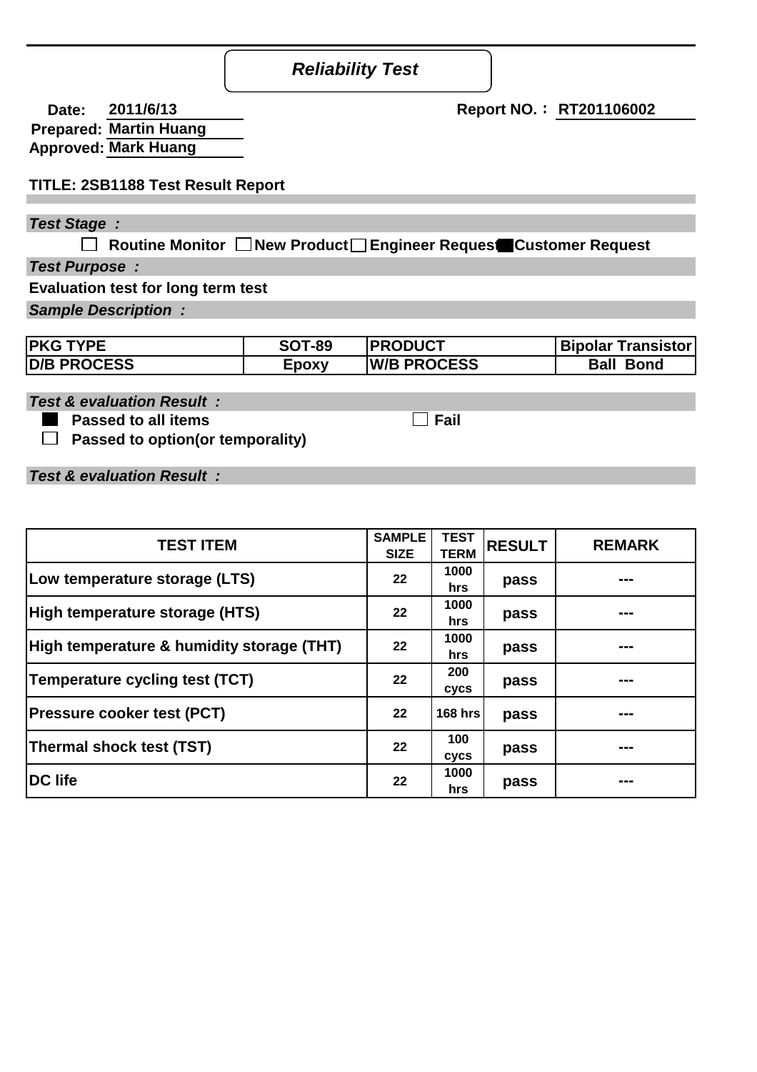# *Reliability Test*

**Date:** 2011/6/13  **Report NO.：** RT201106002

**Prepared:** Martin Huang

**Approved:** Mark Huang

**TITLE: 2SB1188 Test Result Report**

***Test Stage :***

☐ Routine Monitor ☐ New Product ☐ Engineer Request ■ Customer Request

***Test Purpose :***

**Evaluation test for long term test**

***Sample Description :***

| PKG TYPE | SOT-89 | PRODUCT | Bipolar Transistor |
|---|---|---|---|
| D/B PROCESS | Epoxy | W/B PROCESS | Ball Bond |

***Test & evaluation Result :***

■ Passed to all items ☐ Fail

☐ Passed to option(or temporality)

***Test & evaluation Result :***

| TEST ITEM | SAMPLE SIZE | TEST TERM | RESULT | REMARK |
|---|---|---|---|---|
| Low temperature storage (LTS) | 22 | 1000 hrs | pass | --- |
| High temperature storage (HTS) | 22 | 1000 hrs | pass | --- |
| High temperature & humidity storage (THT) | 22 | 1000 hrs | pass | --- |
| Temperature cycling test (TCT) | 22 | 200 cycs | pass | --- |
| Pressure cooker test (PCT) | 22 | 168 hrs | pass | --- |
| Thermal shock test (TST) | 22 | 100 cycs | pass | --- |
| DC life | 22 | 1000 hrs | pass | --- |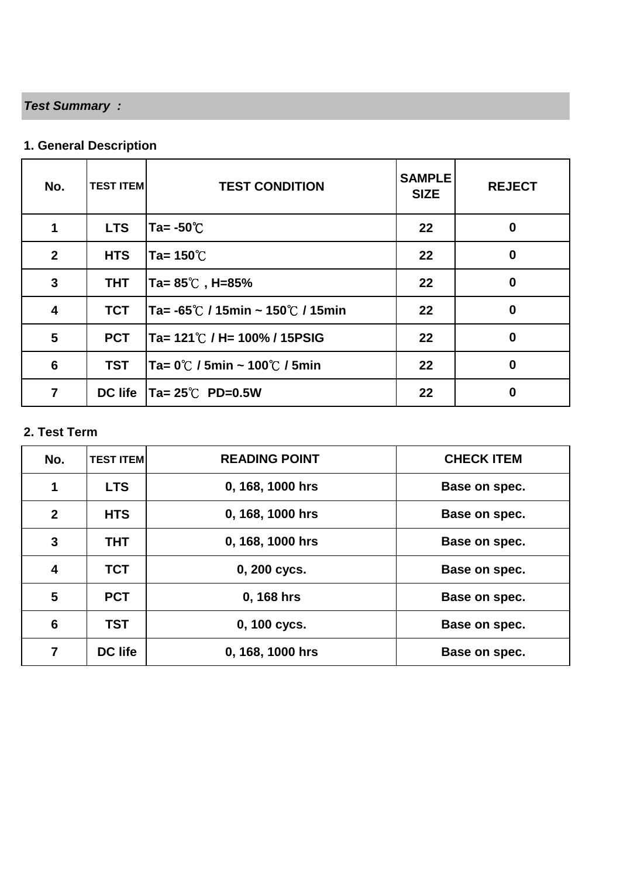***Test Summary :***

**1. General Description**

| No. | TEST ITEM | TEST CONDITION | SAMPLE SIZE | REJECT |
|---|---|---|---|---|
| 1 | LTS | Ta= -50℃ | 22 | 0 |
| 2 | HTS | Ta= 150℃ | 22 | 0 |
| 3 | THT | Ta= 85℃ , H=85% | 22 | 0 |
| 4 | TCT | Ta= -65℃ / 15min ~ 150℃ / 15min | 22 | 0 |
| 5 | PCT | Ta= 121℃ / H= 100% / 15PSIG | 22 | 0 |
| 6 | TST | Ta= 0℃ / 5min ~ 100℃ / 5min | 22 | 0 |
| 7 | DC life | Ta= 25℃ PD=0.5W | 22 | 0 |

**2. Test Term**

| No. | TEST ITEM | READING POINT | CHECK ITEM |
|---|---|---|---|
| 1 | LTS | 0, 168, 1000 hrs | Base on spec. |
| 2 | HTS | 0, 168, 1000 hrs | Base on spec. |
| 3 | THT | 0, 168, 1000 hrs | Base on spec. |
| 4 | TCT | 0, 200 cycs. | Base on spec. |
| 5 | PCT | 0, 168 hrs | Base on spec. |
| 6 | TST | 0, 100 cycs. | Base on spec. |
| 7 | DC life | 0, 168, 1000 hrs | Base on spec. |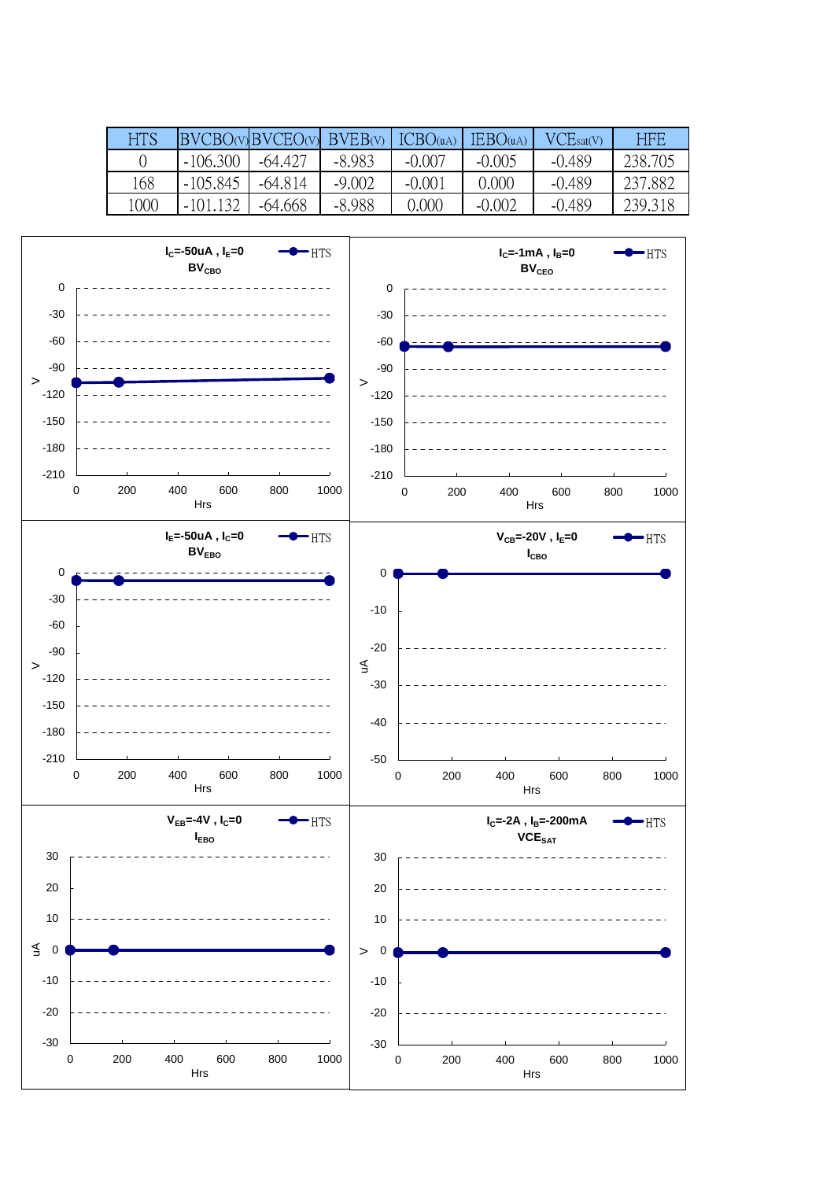| HTS | BVCBO(V) | BVCEO(V) | BVEB(V) | ICBO(uA) | IEBO(uA) | VCEsat(V) | HFE |
|---|---|---|---|---|---|---|---|
| 0 | -106.300 | -64.427 | -8.983 | -0.007 | -0.005 | -0.489 | 238.705 |
| 168 | -105.845 | -64.814 | -9.002 | -0.001 | 0.000 | -0.489 | 237.882 |
| 1000 | -101.132 | -64.668 | -8.988 | 0.000 | -0.002 | -0.489 | 239.318 |

$I_C$=-50uA , $I_E$=0

$BV_{CBO}$

HTS

V

Hrs

$I_C$=-1mA , $I_B$=0

$BV_{CEO}$

HTS

V

Hrs

$I_E$=-50uA , $I_C$=0

$BV_{EBO}$

HTS

V

Hrs

$V_{CB}$=-20V , $I_E$=0

$I_{CBO}$

HTS

uA

Hrs

$V_{EB}$=-4V , $I_C$=0

$I_{EBO}$

HTS

uA

Hrs

$I_C$=-2A , $I_B$=-200mA

$VCE_{SAT}$

HTS

V

Hrs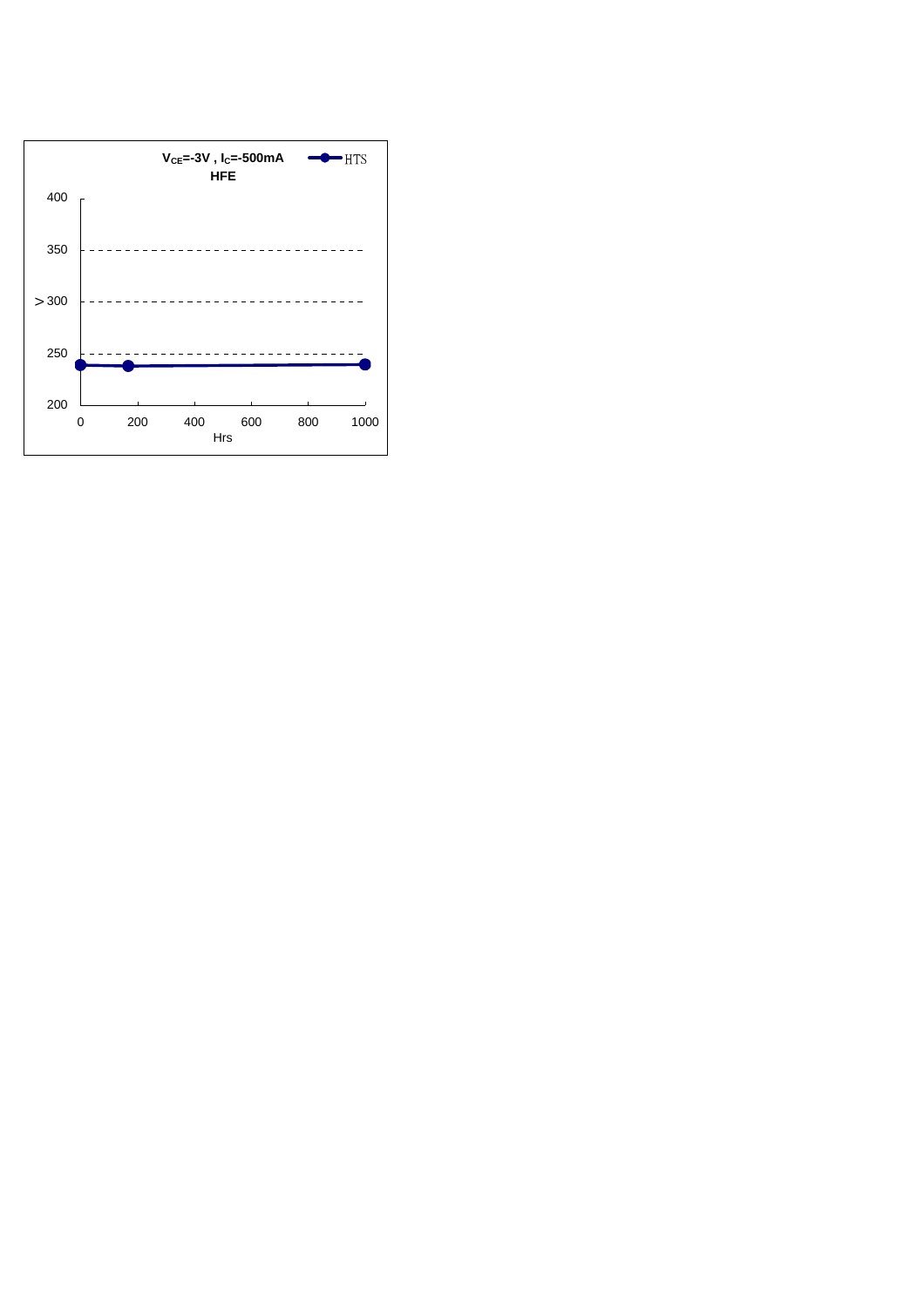$V_{CE}$=-3V , $I_C$=-500mA

**HFE**

HTS

| Hrs | HFE |
|---|---|
| 0 | ~239 |
| ~168 | ~238 |
| 1000 | ~239 |

Y-axis: 200, 250, >300, 350, 400

X-axis: 0, 200, 400, 600, 800, 1000

Hrs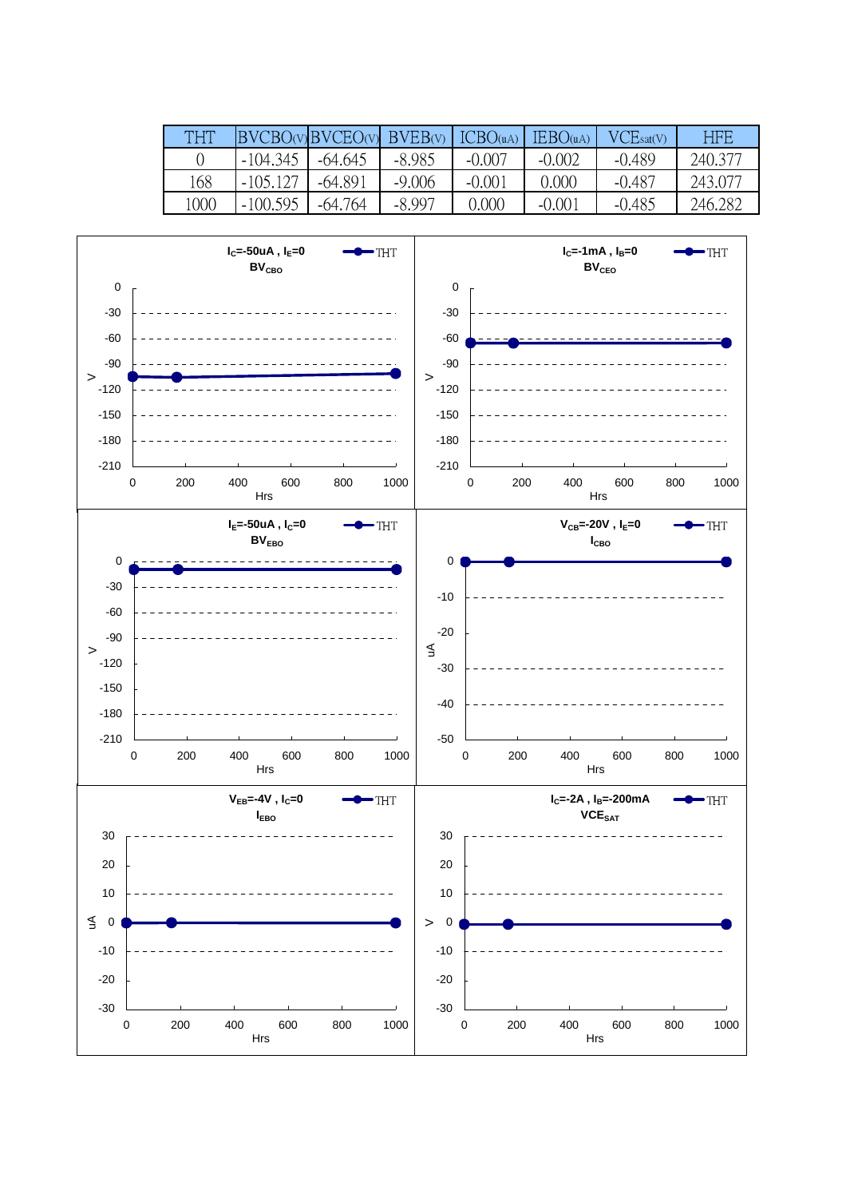| THT | BVCBO(V) | BVCEO(V) | BVEB(V) | ICBO(uA) | IEBO(uA) | VCEsat(V) | HFE |
|---|---|---|---|---|---|---|---|
| 0 | -104.345 | -64.645 | -8.985 | -0.007 | -0.002 | -0.489 | 240.377 |
| 168 | -105.127 | -64.891 | -9.006 | -0.001 | 0.000 | -0.487 | 243.077 |
| 1000 | -100.595 | -64.764 | -8.997 | 0.000 | -0.001 | -0.485 | 246.282 |

$I_C$=-50uA , $I_E$=0
$BV_{CBO}$

$I_C$=-1mA , $I_B$=0
$BV_{CEO}$

$I_E$=-50uA , $I_C$=0
$BV_{EBO}$

$V_{CB}$=-20V , $I_E$=0
$I_{CBO}$

$V_{EB}$=-4V , $I_C$=0
$I_{EBO}$

$I_C$=-2A , $I_B$=-200mA
$VCE_{SAT}$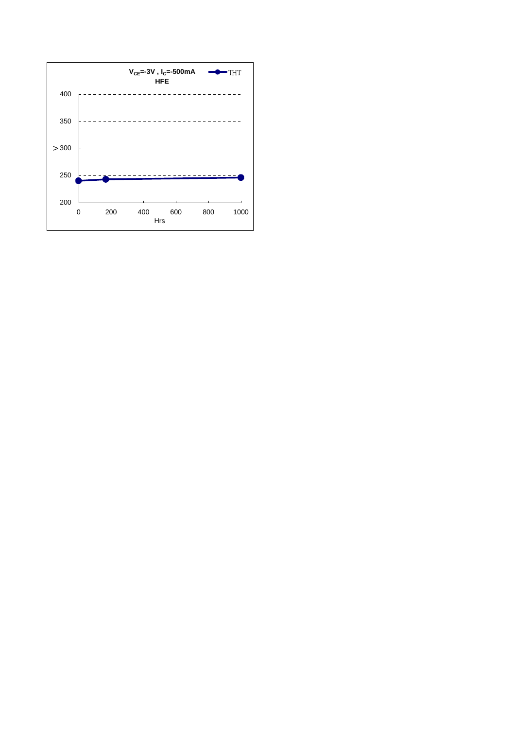$V_{CE}$=-3V , $I_C$=-500mA

**HFE**

THT

| Hrs | HFE |
|---|---|
| 0 | ~241 |
| ~168 | ~244 |
| 1000 | ~247 |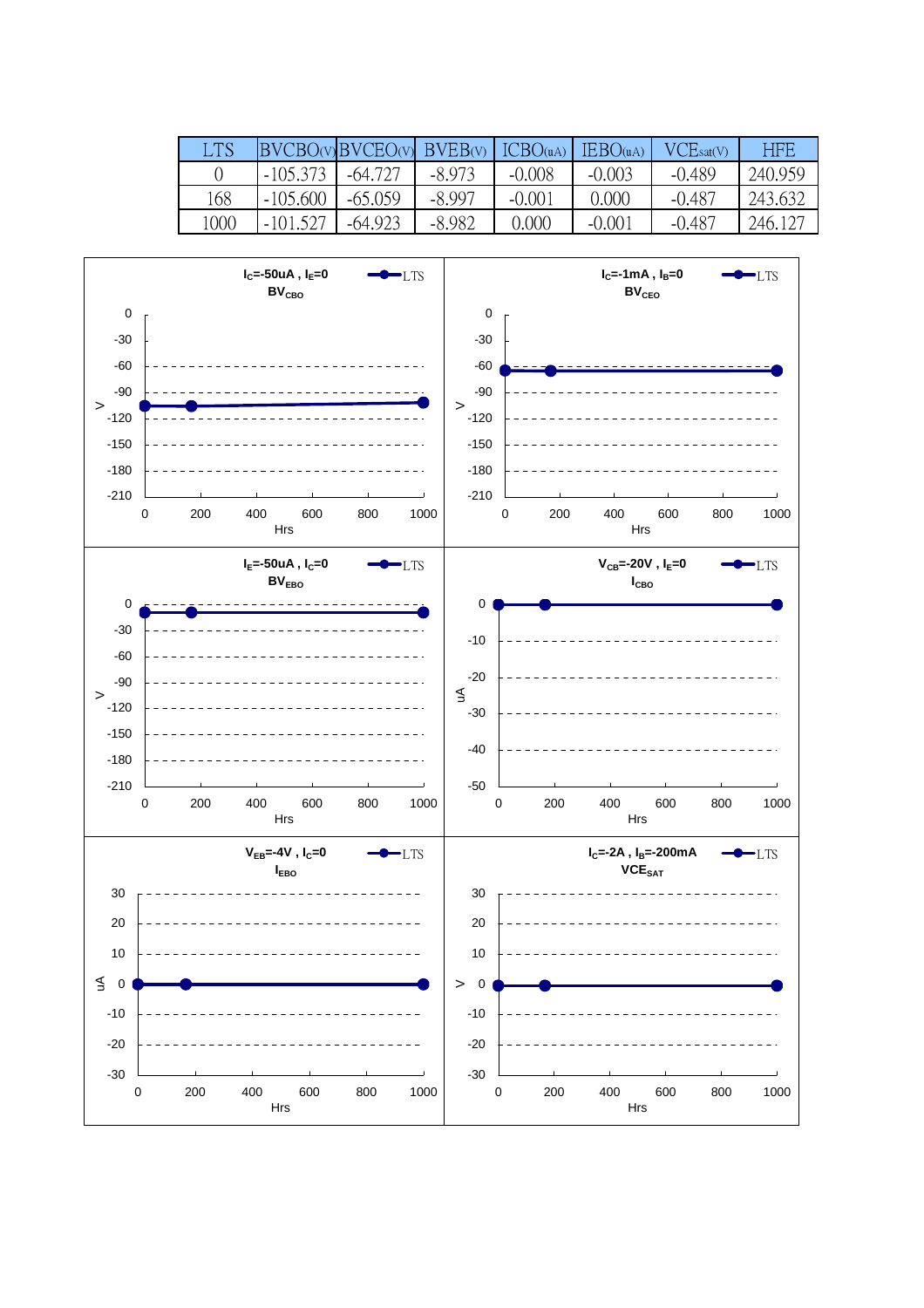| LTS | BVCBO(V) | BVCEO(V) | BVEB(V) | ICBO(uA) | IEBO(uA) | VCEsat(V) | HFE |
|---|---|---|---|---|---|---|---|
| 0 | -105.373 | -64.727 | -8.973 | -0.008 | -0.003 | -0.489 | 240.959 |
| 168 | -105.600 | -65.059 | -8.997 | -0.001 | 0.000 | -0.487 | 243.632 |
| 1000 | -101.527 | -64.923 | -8.982 | 0.000 | -0.001 | -0.487 | 246.127 |

$I_C$=-50uA , $I_E$=0
$BV_{CBO}$

$I_C$=-1mA , $I_B$=0
$BV_{CEO}$

$I_E$=-50uA , $I_C$=0
$BV_{EBO}$

$V_{CB}$=-20V , $I_E$=0
$I_{CBO}$

$V_{EB}$=-4V , $I_C$=0
$I_{EBO}$

$I_C$=-2A , $I_B$=-200mA
$VCE_{SAT}$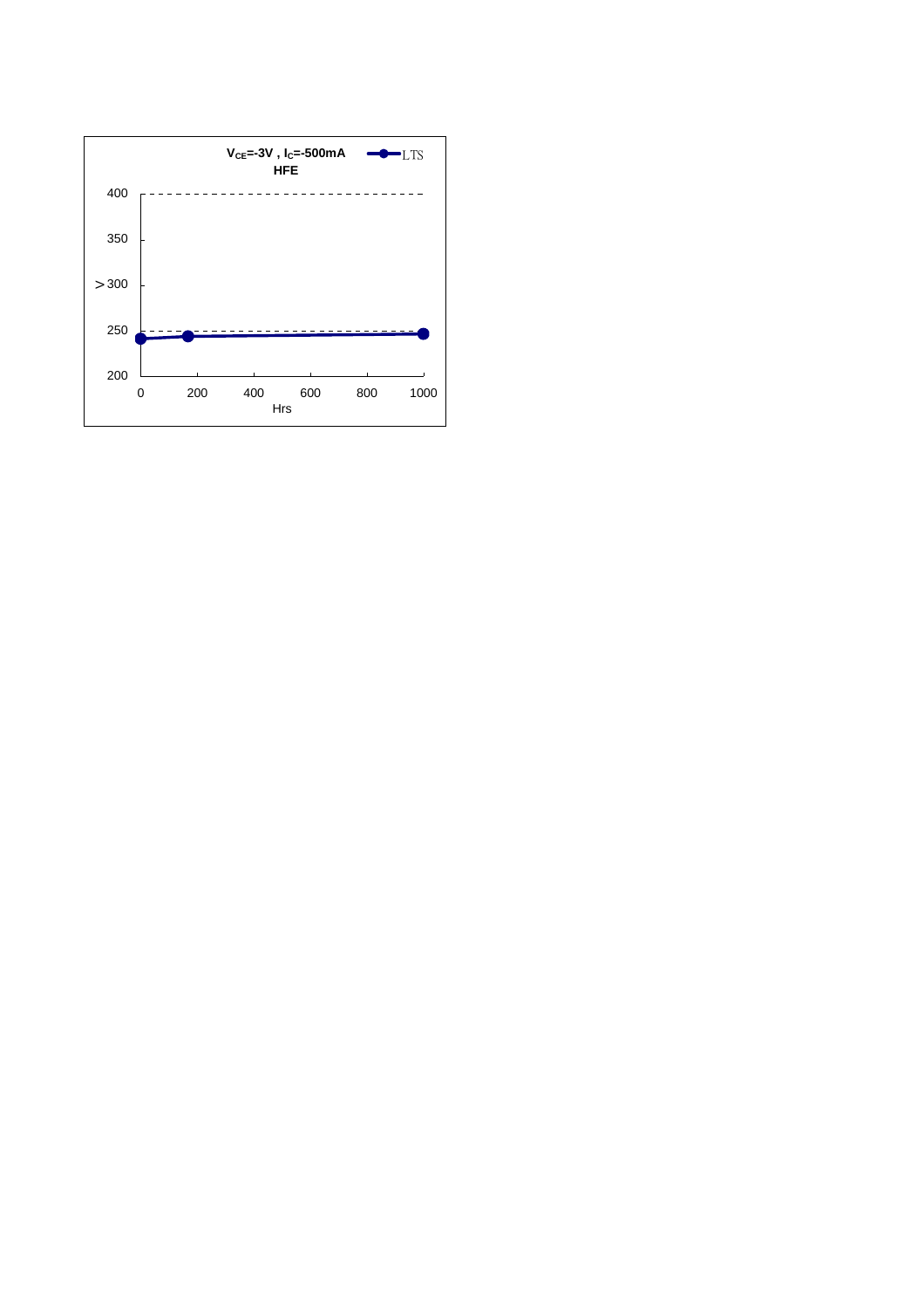$V_{CE}$=-3V , $I_C$=-500mA

HFE

LTS

400

350

＞300

250

200

0 200 400 600 800 1000

Hrs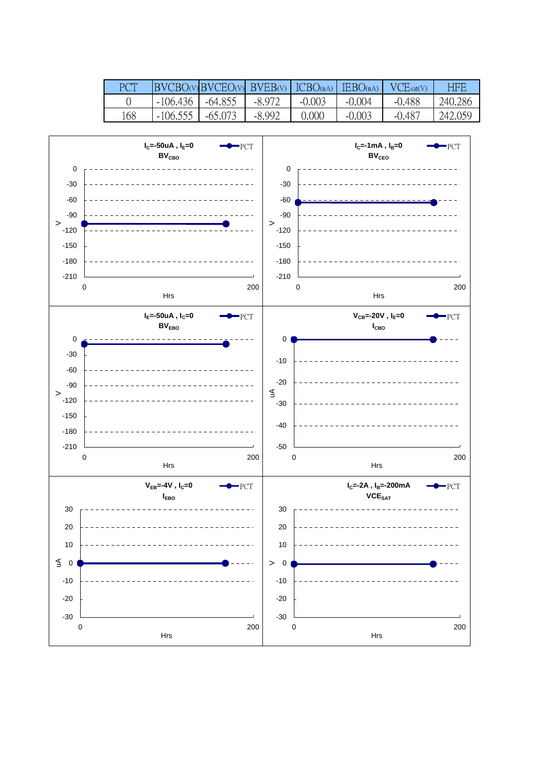| PCT | BVCBO(V) | BVCEO(V) | BVEB(V) | ICBO(uA) | IEBO(uA) | VCEsat(V) | HFE |
|---|---|---|---|---|---|---|---|
| 0 | -106.436 | -64.855 | -8.972 | -0.003 | -0.004 | -0.488 | 240.286 |
| 168 | -106.555 | -65.073 | -8.992 | 0.000 | -0.003 | -0.487 | 242.059 |

$I_C$=-50uA , $I_E$=0
$BV_{CBO}$

$I_C$=-1mA , $I_B$=0
$BV_{CEO}$

$I_E$=-50uA , $I_C$=0
$BV_{EBO}$

$V_{CB}$=-20V , $I_E$=0
$I_{CBO}$

$V_{EB}$=-4V , $I_C$=0
$I_{EBO}$

$I_C$=-2A , $I_B$=-200mA
$VCE_{SAT}$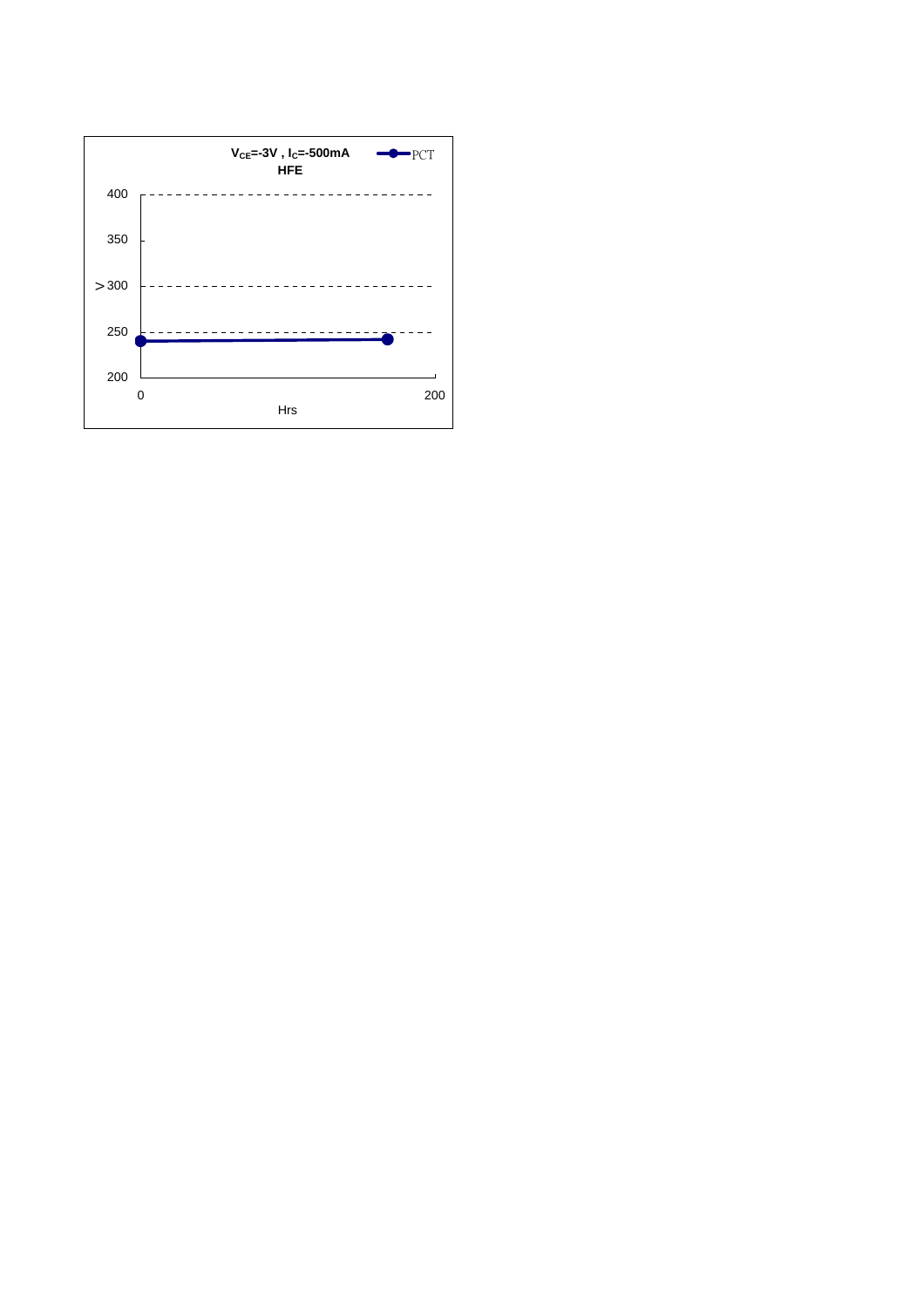$V_{CE}$=-3V , $I_C$=-500mA

**HFE**

PCT

400

350

>300

250

200

0

200

Hrs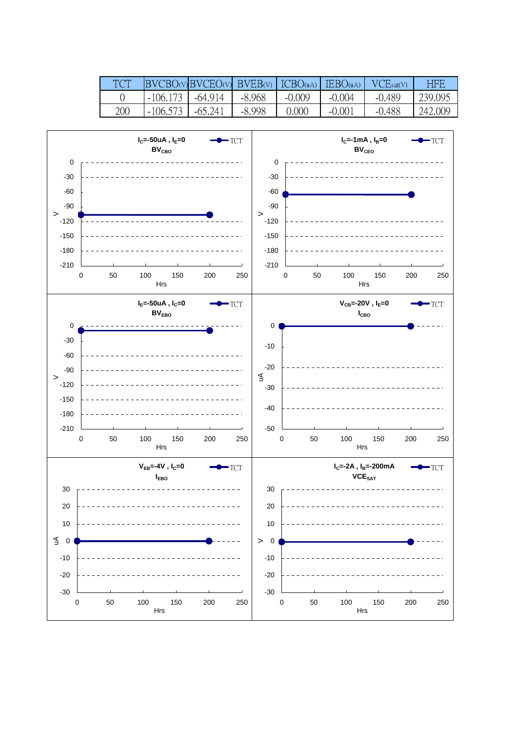| TCT | BVCBO(V) | BVCEO(V) | BVEB(V) | ICBO(uA) | IEBO(uA) | VCEsat(V) | HFE |
|---|---|---|---|---|---|---|---|
| 0 | -106.173 | -64.914 | -8.968 | -0.009 | -0.004 | -0.489 | 239.095 |
| 200 | -106.573 | -65.241 | -8.998 | 0.000 | -0.001 | -0.488 | 242.009 |

$I_C$=-50uA , $I_E$=0
$BV_{CBO}$

$I_C$=-1mA , $I_B$=0
$BV_{CEO}$

$I_E$=-50uA , $I_C$=0
$BV_{EBO}$

$V_{CB}$=-20V , $I_E$=0
$I_{CBO}$

$V_{EB}$=-4V , $I_C$=0
$I_{EBO}$

$I_C$=-2A , $I_B$=-200mA
$VCE_{SAT}$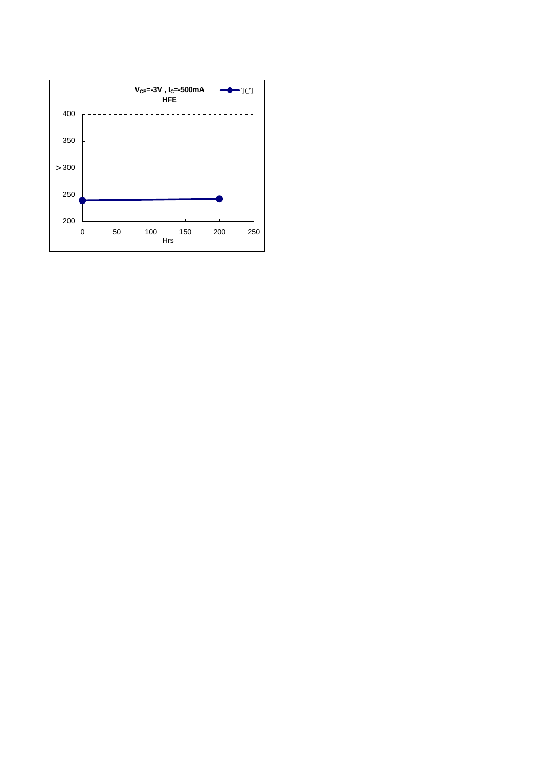$V_{CE}$=-3V , $I_C$=-500mA

HFE

TCT

400

350

>300

250

200

0 50 100 150 200 250

Hrs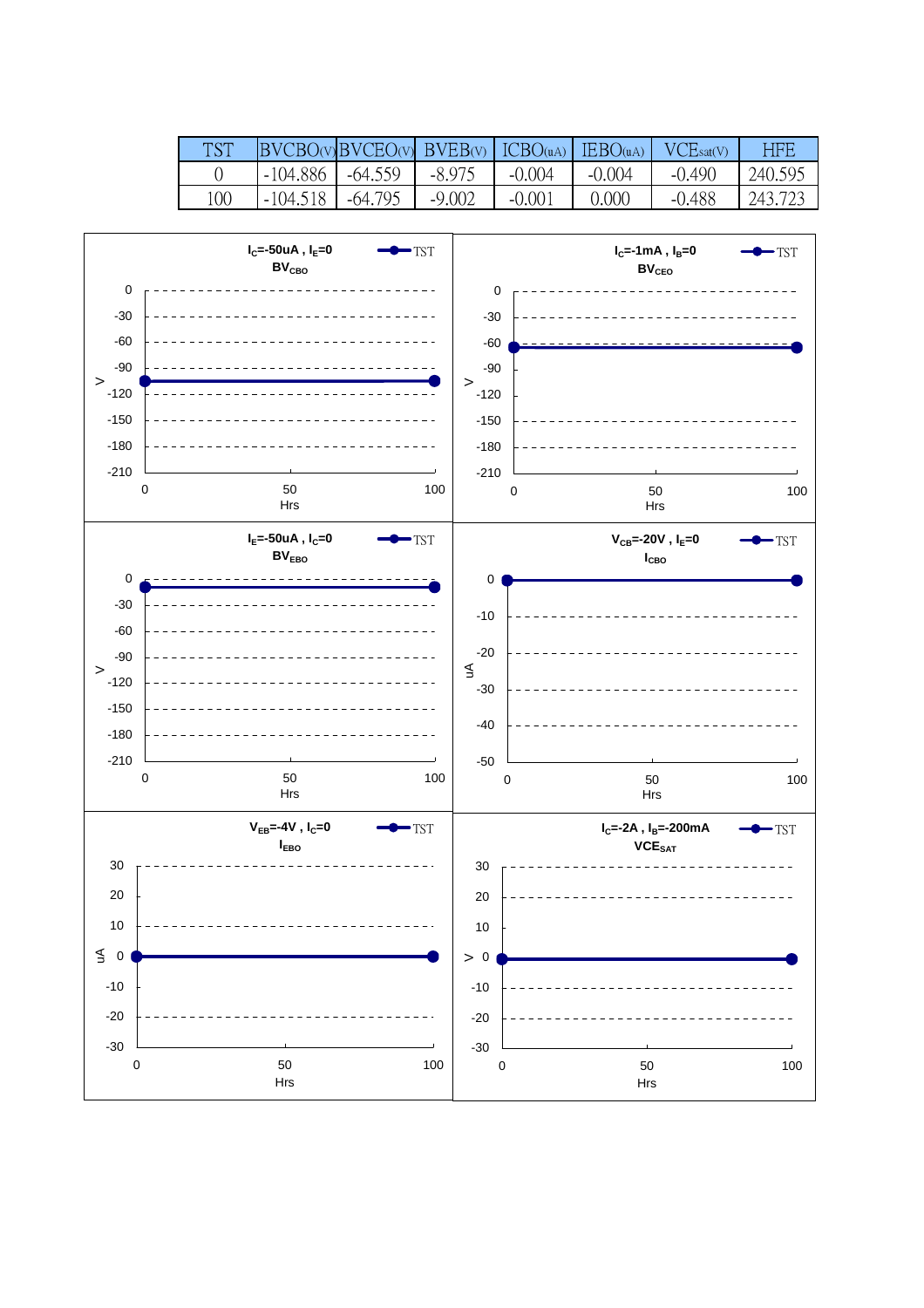| TST | BVCBO(V) | BVCEO(V) | BVEB(V) | ICBO(uA) | IEBO(uA) | VCEsat(V) | HFE |
|---|---|---|---|---|---|---|---|
| 0 | -104.886 | -64.559 | -8.975 | -0.004 | -0.004 | -0.490 | 240.595 |
| 100 | -104.518 | -64.795 | -9.002 | -0.001 | 0.000 | -0.488 | 243.723 |

$I_C$=-50uA , $I_E$=0
$BV_{CBO}$

$I_C$=-1mA , $I_B$=0
$BV_{CEO}$

$I_E$=-50uA , $I_C$=0
$BV_{EBO}$

$V_{CB}$=-20V , $I_E$=0
$I_{CBO}$

$V_{EB}$=-4V , $I_C$=0
$I_{EBO}$

$I_C$=-2A , $I_B$=-200mA
$VCE_{SAT}$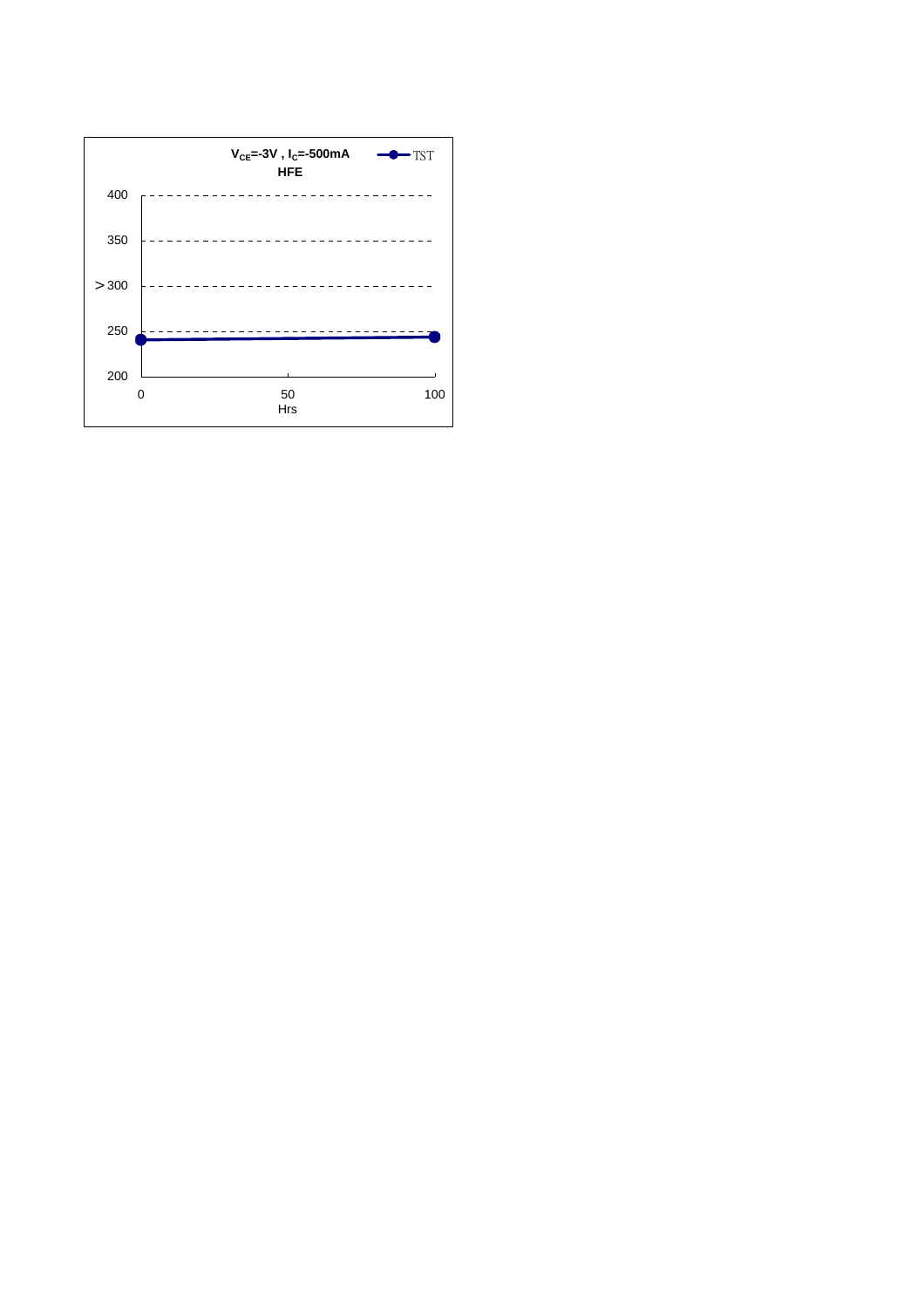$V_{CE}$=-3V , $I_C$=-500mA

**HFE**

| Hrs | TST |
|---|---|
| 0 | ~240 |
| 100 | ~244 |

Y-axis: 200, 250, >300, 350, 400

X-axis: 0, 50, 100 (Hrs)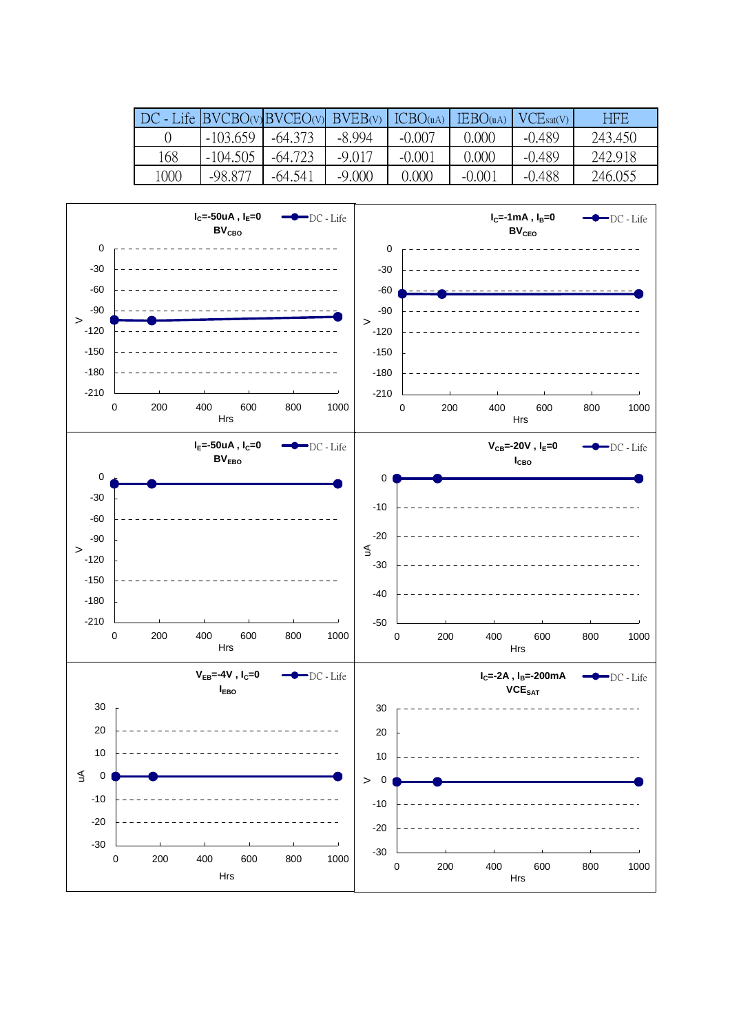| DC - Life | BVCBO(V) | BVCEO(V) | BVEB(V) | ICBO(uA) | IEBO(uA) | VCEsat(V) | HFE |
|---|---|---|---|---|---|---|---|
| 0 | -103.659 | -64.373 | -8.994 | -0.007 | 0.000 | -0.489 | 243.450 |
| 168 | -104.505 | -64.723 | -9.017 | -0.001 | 0.000 | -0.489 | 242.918 |
| 1000 | -98.877 | -64.541 | -9.000 | 0.000 | -0.001 | -0.488 | 246.055 |

$I_C$=-50uA , $I_E$=0
$BV_{CBO}$

$I_C$=-1mA , $I_B$=0
$BV_{CEO}$

$I_E$=-50uA , $I_C$=0
$BV_{EBO}$

$V_{CB}$=-20V , $I_E$=0
$I_{CBO}$

$V_{EB}$=-4V , $I_C$=0
$I_{EBO}$

$I_C$=-2A , $I_B$=-200mA
$VCE_{SAT}$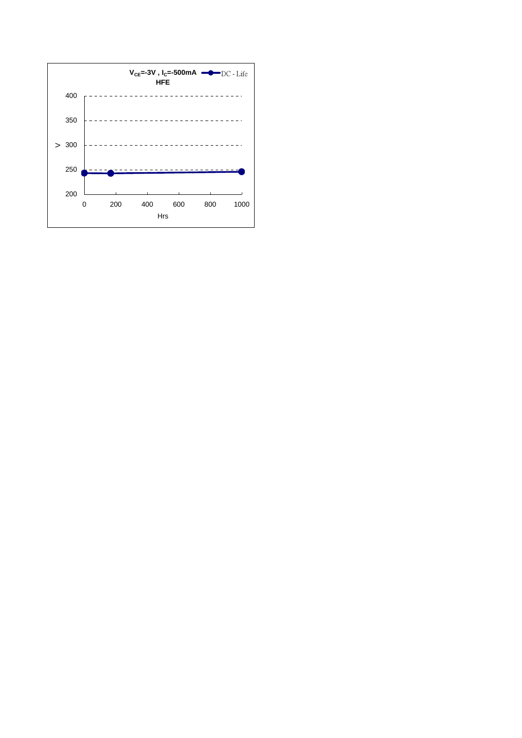$V_{CE}$=-3V , $I_C$=-500mA
HFE

DC - Life

400
350
300
250
200

V

0
200
400
600
800
1000

Hrs